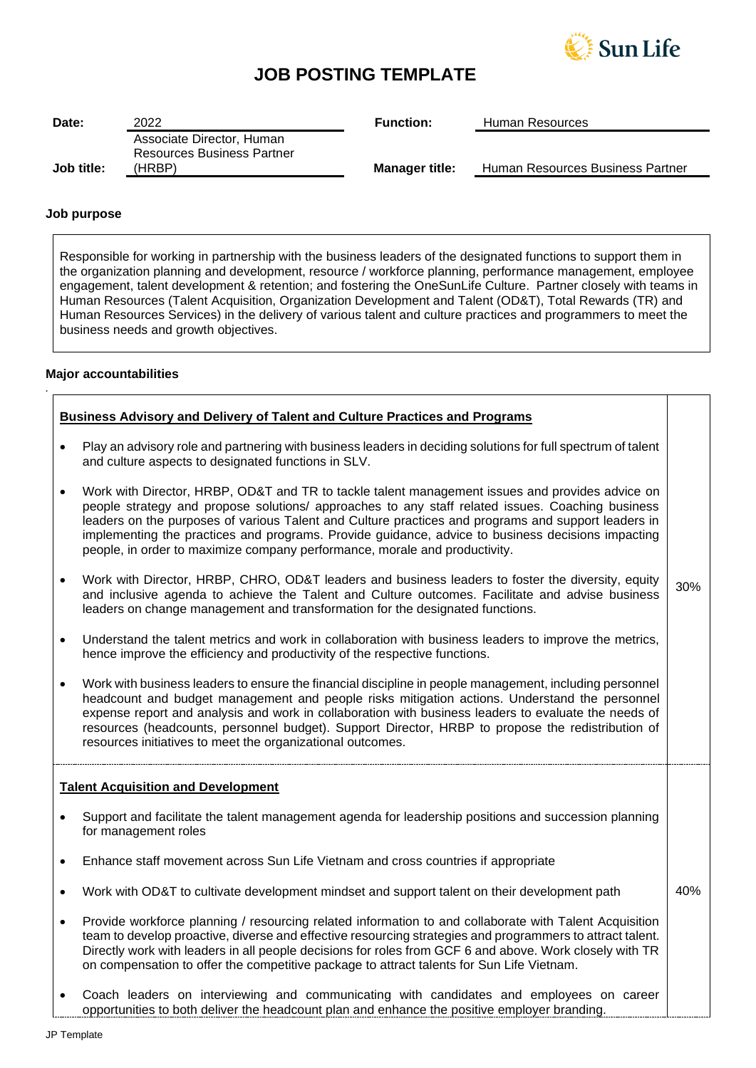# JOB POSTING TEMPLATE

| | | | |
|---|---|---|---|
| **Date:** | 2022 | **Function:** | Human Resources |
| **Job title:** | Associate Director, Human Resources Business Partner (HRBP) | **Manager title:** | Human Resources Business Partner |

**Job purpose**

Responsible for working in partnership with the business leaders of the designated functions to support them in the organization planning and development, resource / workforce planning, performance management, employee engagement, talent development & retention; and fostering the OneSunLife Culture. Partner closely with teams in Human Resources (Talent Acquisition, Organization Development and Talent (OD&T), Total Rewards (TR) and Human Resources Services) in the delivery of various talent and culture practices and programmers to meet the business needs and growth objectives.

**Major accountabilities**

| | |
|---|---|
| **Business Advisory and Delivery of Talent and Culture Practices and Programs**<br><br>• Play an advisory role and partnering with business leaders in deciding solutions for full spectrum of talent and culture aspects to designated functions in SLV.<br>• Work with Director, HRBP, OD&T and TR to tackle talent management issues and provides advice on people strategy and propose solutions/ approaches to any staff related issues. Coaching business leaders on the purposes of various Talent and Culture practices and programs and support leaders in implementing the practices and programs. Provide guidance, advice to business decisions impacting people, in order to maximize company performance, morale and productivity.<br>• Work with Director, HRBP, CHRO, OD&T leaders and business leaders to foster the diversity, equity and inclusive agenda to achieve the Talent and Culture outcomes. Facilitate and advise business leaders on change management and transformation for the designated functions.<br>• Understand the talent metrics and work in collaboration with business leaders to improve the metrics, hence improve the efficiency and productivity of the respective functions.<br>• Work with business leaders to ensure the financial discipline in people management, including personnel headcount and budget management and people risks mitigation actions. Understand the personnel expense report and analysis and work in collaboration with business leaders to evaluate the needs of resources (headcounts, personnel budget). Support Director, HRBP to propose the redistribution of resources initiatives to meet the organizational outcomes. | 30% |
| **Talent Acquisition and Development**<br><br>• Support and facilitate the talent management agenda for leadership positions and succession planning for management roles<br>• Enhance staff movement across Sun Life Vietnam and cross countries if appropriate<br>• Work with OD&T to cultivate development mindset and support talent on their development path<br>• Provide workforce planning / resourcing related information to and collaborate with Talent Acquisition team to develop proactive, diverse and effective resourcing strategies and programmers to attract talent. Directly work with leaders in all people decisions for roles from GCF 6 and above. Work closely with TR on compensation to offer the competitive package to attract talents for Sun Life Vietnam.<br>• Coach leaders on interviewing and communicating with candidates and employees on career opportunities to both deliver the headcount plan and enhance the positive employer branding. | 40% |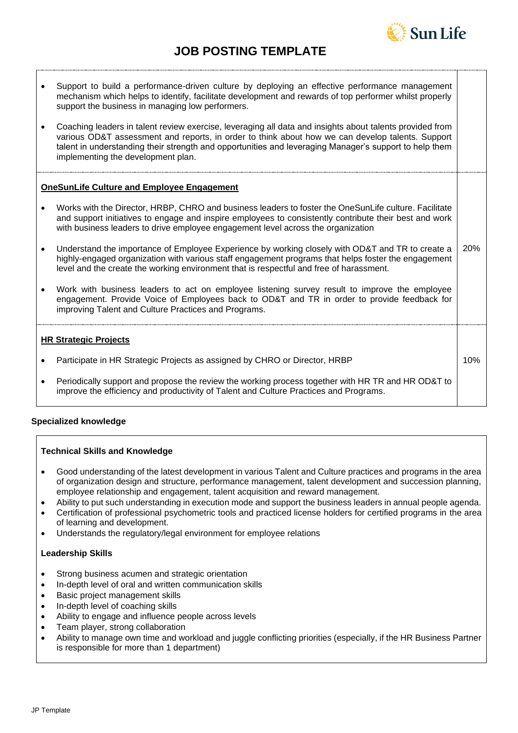| | |
|---|---|
| • Support to build a performance-driven culture by deploying an effective performance management mechanism which helps to identify, facilitate development and rewards of top performer whilst properly support the business in managing low performers.<br><br>• Coaching leaders in talent review exercise, leveraging all data and insights about talents provided from various OD&T assessment and reports, in order to think about how we can develop talents. Support talent in understanding their strength and opportunities and leveraging Manager's support to help them implementing the development plan. | |
| **OneSunLife Culture and Employee Engagement**<br><br>• Works with the Director, HRBP, CHRO and business leaders to foster the OneSunLife culture. Facilitate and support initiatives to engage and inspire employees to consistently contribute their best and work with business leaders to drive employee engagement level across the organization<br><br>• Understand the importance of Employee Experience by working closely with OD&T and TR to create a highly-engaged organization with various staff engagement programs that helps foster the engagement level and the create the working environment that is respectful and free of harassment.<br><br>• Work with business leaders to act on employee listening survey result to improve the employee engagement. Provide Voice of Employees back to OD&T and TR in order to provide feedback for improving Talent and Culture Practices and Programs. | 20% |
| **HR Strategic Projects**<br><br>• Participate in HR Strategic Projects as assigned by CHRO or Director, HRBP<br><br>• Periodically support and propose the review the working process together with HR TR and HR OD&T to improve the efficiency and productivity of Talent and Culture Practices and Programs. | 10% |

**Specialized knowledge**

**Technical Skills and Knowledge**

- Good understanding of the latest development in various Talent and Culture practices and programs in the area of organization design and structure, performance management, talent development and succession planning, employee relationship and engagement, talent acquisition and reward management.
- Ability to put such understanding in execution mode and support the business leaders in annual people agenda.
- Certification of professional psychometric tools and practiced license holders for certified programs in the area of learning and development.
- Understands the regulatory/legal environment for employee relations

**Leadership Skills**

- Strong business acumen and strategic orientation
- In-depth level of oral and written communication skills
- Basic project management skills
- In-depth level of coaching skills
- Ability to engage and influence people across levels
- Team player, strong collaboration
- Ability to manage own time and workload and juggle conflicting priorities (especially, if the HR Business Partner is responsible for more than 1 department)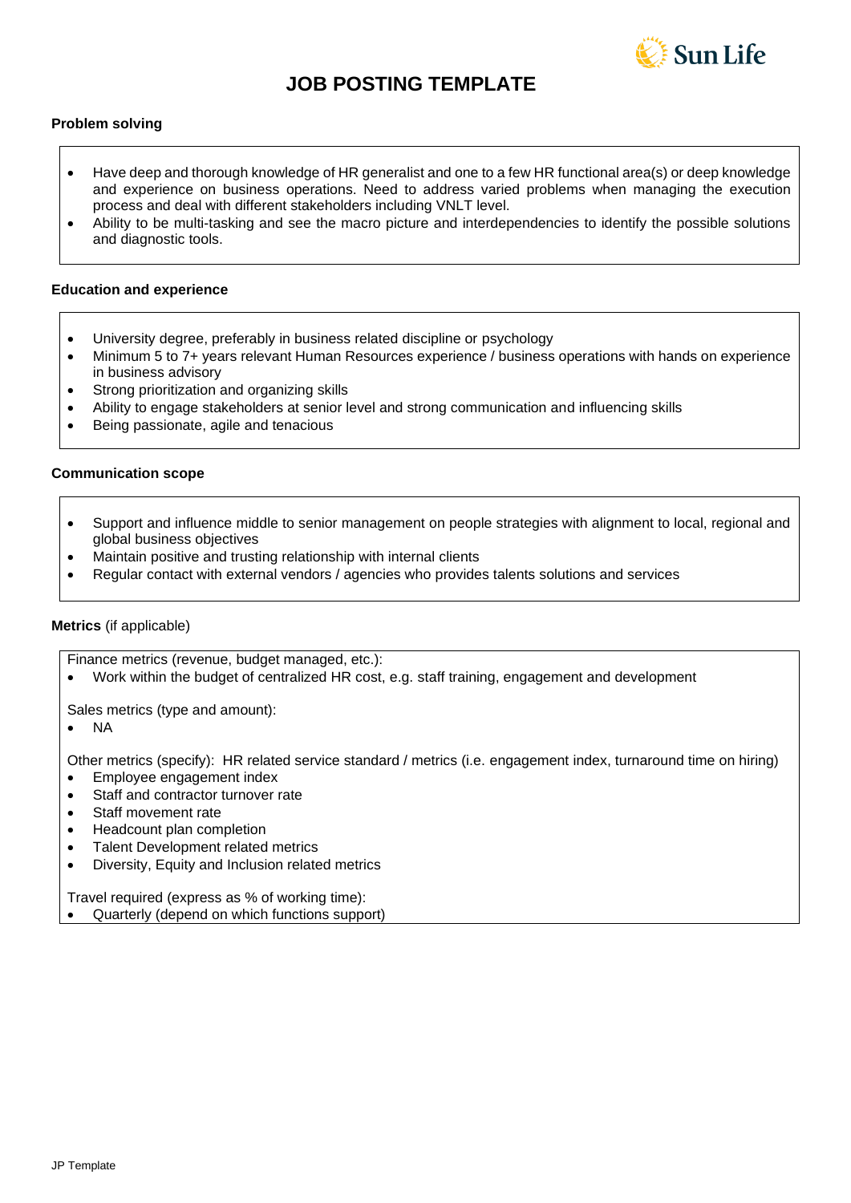# JOB POSTING TEMPLATE

**Problem solving**

- Have deep and thorough knowledge of HR generalist and one to a few HR functional area(s) or deep knowledge and experience on business operations. Need to address varied problems when managing the execution process and deal with different stakeholders including VNLT level.
- Ability to be multi-tasking and see the macro picture and interdependencies to identify the possible solutions and diagnostic tools.

**Education and experience**

- University degree, preferably in business related discipline or psychology
- Minimum 5 to 7+ years relevant Human Resources experience / business operations with hands on experience in business advisory
- Strong prioritization and organizing skills
- Ability to engage stakeholders at senior level and strong communication and influencing skills
- Being passionate, agile and tenacious

**Communication scope**

- Support and influence middle to senior management on people strategies with alignment to local, regional and global business objectives
- Maintain positive and trusting relationship with internal clients
- Regular contact with external vendors / agencies who provides talents solutions and services

**Metrics** (if applicable)

Finance metrics (revenue, budget managed, etc.):

- Work within the budget of centralized HR cost, e.g. staff training, engagement and development

Sales metrics (type and amount):

- NA

Other metrics (specify): HR related service standard / metrics (i.e. engagement index, turnaround time on hiring)

- Employee engagement index
- Staff and contractor turnover rate
- Staff movement rate
- Headcount plan completion
- Talent Development related metrics
- Diversity, Equity and Inclusion related metrics

Travel required (express as % of working time):

- Quarterly (depend on which functions support)